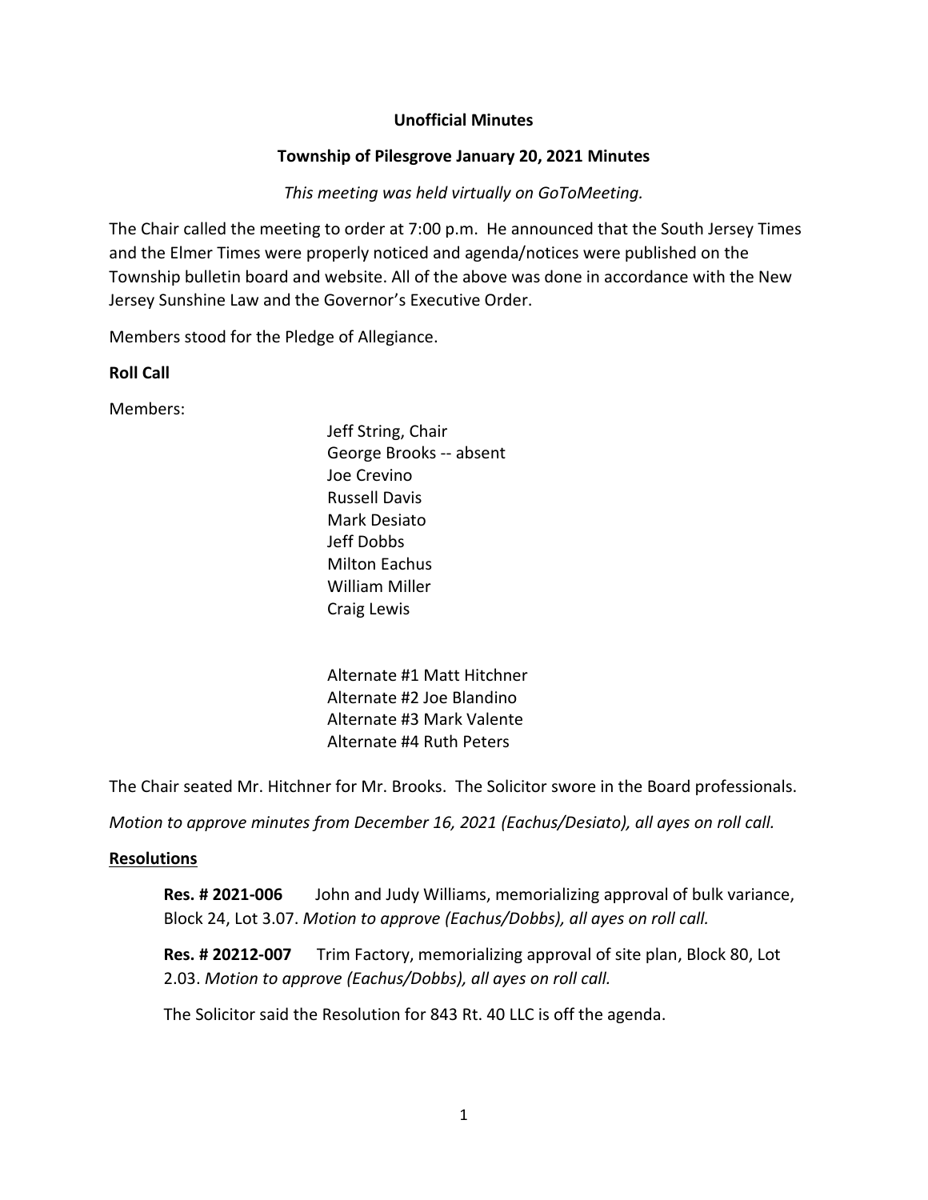**Unofficial Minutes**

**Township of Pilesgrove January 20, 2021 Minutes**

*This meeting was held virtually on GoToMeeting.*

The Chair called the meeting to order at 7:00 p.m. He announced that the South Jersey Times and the Elmer Times were properly noticed and agenda/notices were published on the Township bulletin board and website. All of the above was done in accordance with the New Jersey Sunshine Law and the Governor's Executive Order.

Members stood for the Pledge of Allegiance.

**Roll Call**

Members:

Jeff String, Chair
George Brooks -- absent
Joe Crevino
Russell Davis
Mark Desiato
Jeff Dobbs
Milton Eachus
William Miller
Craig Lewis

Alternate #1 Matt Hitchner
Alternate #2 Joe Blandino
Alternate #3 Mark Valente
Alternate #4 Ruth Peters

The Chair seated Mr. Hitchner for Mr. Brooks. The Solicitor swore in the Board professionals.

*Motion to approve minutes from December 16, 2021 (Eachus/Desiato), all ayes on roll call.*

**Resolutions**

**Res. # 2021-006** John and Judy Williams, memorializing approval of bulk variance, Block 24, Lot 3.07. *Motion to approve (Eachus/Dobbs), all ayes on roll call.*

**Res. # 20212-007** Trim Factory, memorializing approval of site plan, Block 80, Lot 2.03. *Motion to approve (Eachus/Dobbs), all ayes on roll call.*

The Solicitor said the Resolution for 843 Rt. 40 LLC is off the agenda.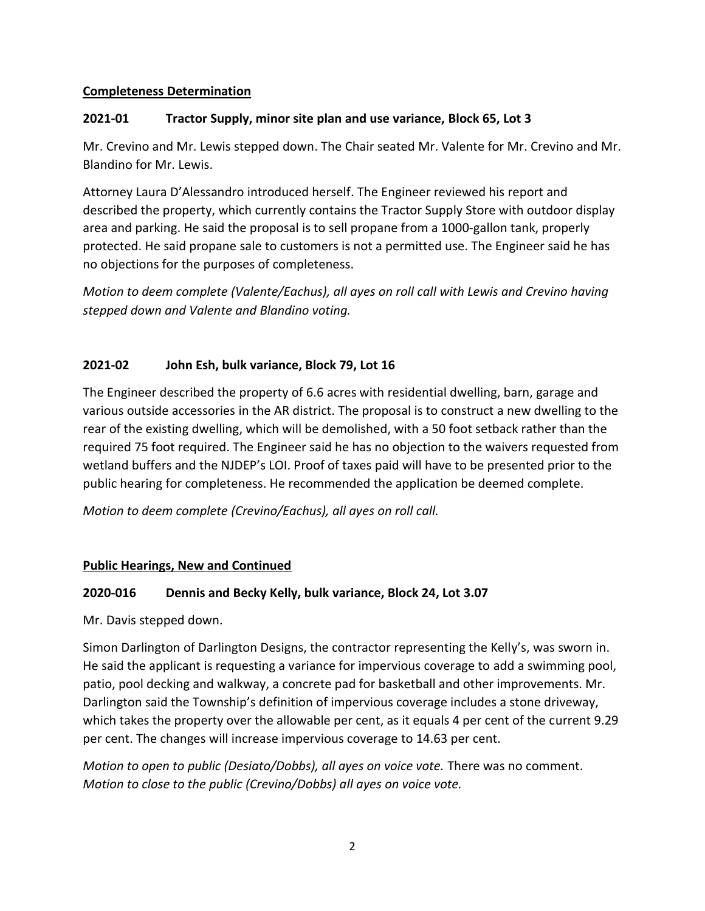**Completeness Determination**

**2021-01 Tractor Supply, minor site plan and use variance, Block 65, Lot 3**

Mr. Crevino and Mr. Lewis stepped down. The Chair seated Mr. Valente for Mr. Crevino and Mr. Blandino for Mr. Lewis.

Attorney Laura D'Alessandro introduced herself. The Engineer reviewed his report and described the property, which currently contains the Tractor Supply Store with outdoor display area and parking. He said the proposal is to sell propane from a 1000-gallon tank, properly protected. He said propane sale to customers is not a permitted use. The Engineer said he has no objections for the purposes of completeness.

*Motion to deem complete (Valente/Eachus), all ayes on roll call with Lewis and Crevino having stepped down and Valente and Blandino voting.*

**2021-02 John Esh, bulk variance, Block 79, Lot 16**

The Engineer described the property of 6.6 acres with residential dwelling, barn, garage and various outside accessories in the AR district. The proposal is to construct a new dwelling to the rear of the existing dwelling, which will be demolished, with a 50 foot setback rather than the required 75 foot required. The Engineer said he has no objection to the waivers requested from wetland buffers and the NJDEP's LOI. Proof of taxes paid will have to be presented prior to the public hearing for completeness. He recommended the application be deemed complete.

*Motion to deem complete (Crevino/Eachus), all ayes on roll call.*

**Public Hearings, New and Continued**

**2020-016 Dennis and Becky Kelly, bulk variance, Block 24, Lot 3.07**

Mr. Davis stepped down.

Simon Darlington of Darlington Designs, the contractor representing the Kelly's, was sworn in. He said the applicant is requesting a variance for impervious coverage to add a swimming pool, patio, pool decking and walkway, a concrete pad for basketball and other improvements. Mr. Darlington said the Township's definition of impervious coverage includes a stone driveway, which takes the property over the allowable per cent, as it equals 4 per cent of the current 9.29 per cent. The changes will increase impervious coverage to 14.63 per cent.

*Motion to open to public (Desiato/Dobbs), all ayes on voice vote.* There was no comment. *Motion to close to the public (Crevino/Dobbs) all ayes on voice vote.*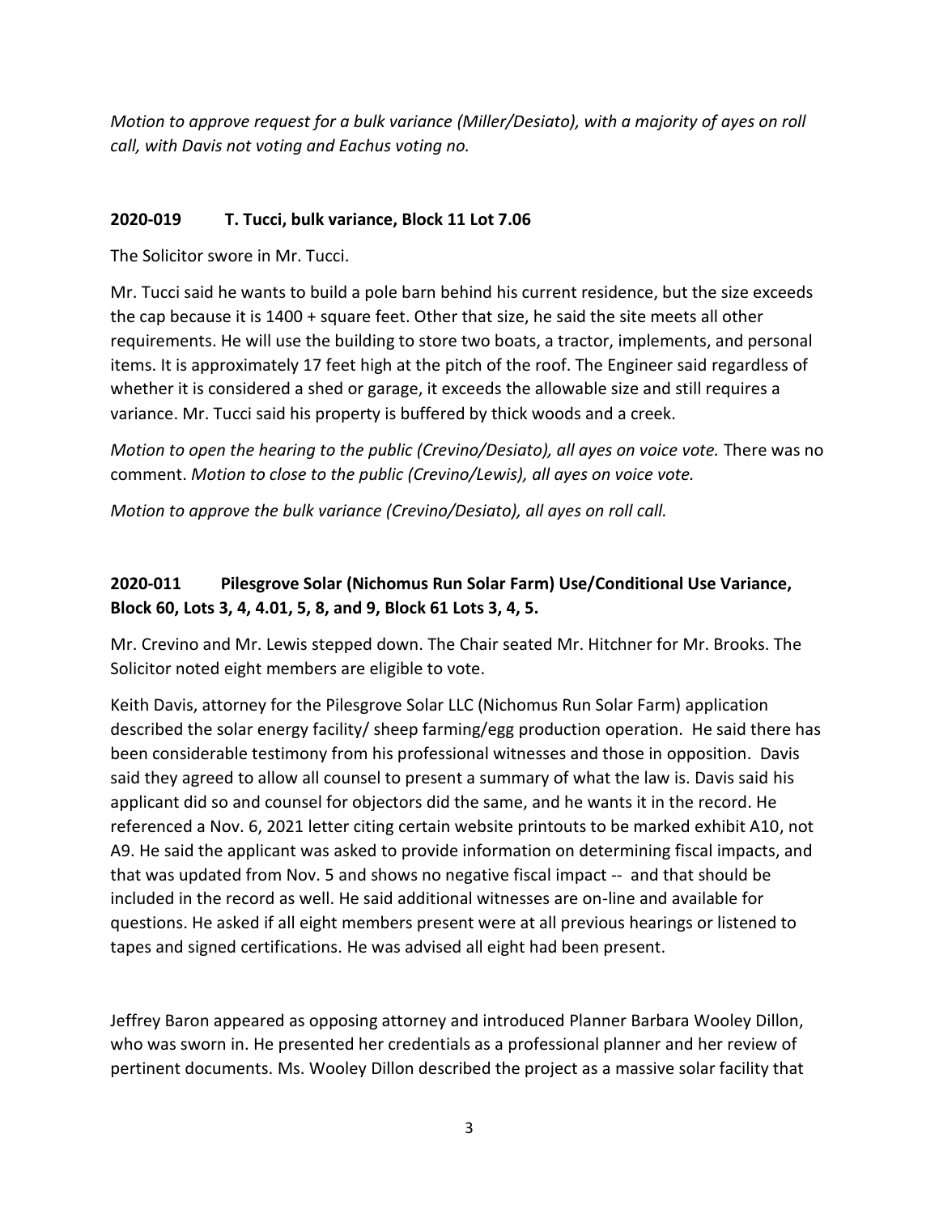*Motion to approve request for a bulk variance (Miller/Desiato), with a majority of ayes on roll call, with Davis not voting and Eachus voting no.*

**2020-019 T. Tucci, bulk variance, Block 11 Lot 7.06**

The Solicitor swore in Mr. Tucci.

Mr. Tucci said he wants to build a pole barn behind his current residence, but the size exceeds the cap because it is 1400 + square feet. Other that size, he said the site meets all other requirements. He will use the building to store two boats, a tractor, implements, and personal items. It is approximately 17 feet high at the pitch of the roof. The Engineer said regardless of whether it is considered a shed or garage, it exceeds the allowable size and still requires a variance. Mr. Tucci said his property is buffered by thick woods and a creek.

*Motion to open the hearing to the public (Crevino/Desiato), all ayes on voice vote.* There was no comment. *Motion to close to the public (Crevino/Lewis), all ayes on voice vote.*

*Motion to approve the bulk variance (Crevino/Desiato), all ayes on roll call.*

**2020-011 Pilesgrove Solar (Nichomus Run Solar Farm) Use/Conditional Use Variance, Block 60, Lots 3, 4, 4.01, 5, 8, and 9, Block 61 Lots 3, 4, 5.**

Mr. Crevino and Mr. Lewis stepped down. The Chair seated Mr. Hitchner for Mr. Brooks. The Solicitor noted eight members are eligible to vote.

Keith Davis, attorney for the Pilesgrove Solar LLC (Nichomus Run Solar Farm) application described the solar energy facility/ sheep farming/egg production operation. He said there has been considerable testimony from his professional witnesses and those in opposition. Davis said they agreed to allow all counsel to present a summary of what the law is. Davis said his applicant did so and counsel for objectors did the same, and he wants it in the record. He referenced a Nov. 6, 2021 letter citing certain website printouts to be marked exhibit A10, not A9. He said the applicant was asked to provide information on determining fiscal impacts, and that was updated from Nov. 5 and shows no negative fiscal impact -- and that should be included in the record as well. He said additional witnesses are on-line and available for questions. He asked if all eight members present were at all previous hearings or listened to tapes and signed certifications. He was advised all eight had been present.

Jeffrey Baron appeared as opposing attorney and introduced Planner Barbara Wooley Dillon, who was sworn in. He presented her credentials as a professional planner and her review of pertinent documents. Ms. Wooley Dillon described the project as a massive solar facility that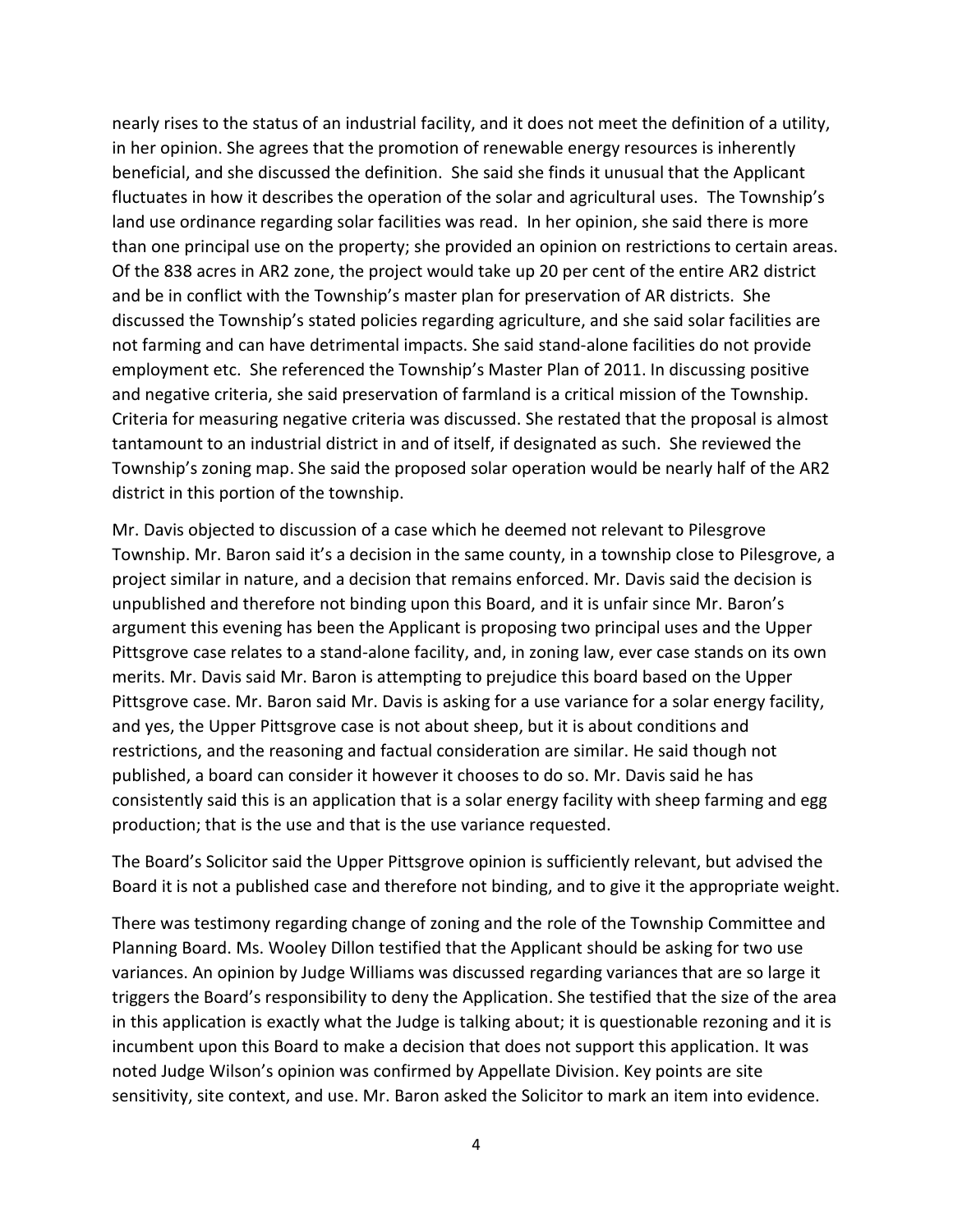nearly rises to the status of an industrial facility, and it does not meet the definition of a utility, in her opinion. She agrees that the promotion of renewable energy resources is inherently beneficial, and she discussed the definition. She said she finds it unusual that the Applicant fluctuates in how it describes the operation of the solar and agricultural uses. The Township's land use ordinance regarding solar facilities was read. In her opinion, she said there is more than one principal use on the property; she provided an opinion on restrictions to certain areas. Of the 838 acres in AR2 zone, the project would take up 20 per cent of the entire AR2 district and be in conflict with the Township's master plan for preservation of AR districts. She discussed the Township's stated policies regarding agriculture, and she said solar facilities are not farming and can have detrimental impacts. She said stand-alone facilities do not provide employment etc. She referenced the Township's Master Plan of 2011. In discussing positive and negative criteria, she said preservation of farmland is a critical mission of the Township. Criteria for measuring negative criteria was discussed. She restated that the proposal is almost tantamount to an industrial district in and of itself, if designated as such. She reviewed the Township's zoning map. She said the proposed solar operation would be nearly half of the AR2 district in this portion of the township.

Mr. Davis objected to discussion of a case which he deemed not relevant to Pilesgrove Township. Mr. Baron said it's a decision in the same county, in a township close to Pilesgrove, a project similar in nature, and a decision that remains enforced. Mr. Davis said the decision is unpublished and therefore not binding upon this Board, and it is unfair since Mr. Baron's argument this evening has been the Applicant is proposing two principal uses and the Upper Pittsgrove case relates to a stand-alone facility, and, in zoning law, ever case stands on its own merits. Mr. Davis said Mr. Baron is attempting to prejudice this board based on the Upper Pittsgrove case. Mr. Baron said Mr. Davis is asking for a use variance for a solar energy facility, and yes, the Upper Pittsgrove case is not about sheep, but it is about conditions and restrictions, and the reasoning and factual consideration are similar. He said though not published, a board can consider it however it chooses to do so. Mr. Davis said he has consistently said this is an application that is a solar energy facility with sheep farming and egg production; that is the use and that is the use variance requested.

The Board's Solicitor said the Upper Pittsgrove opinion is sufficiently relevant, but advised the Board it is not a published case and therefore not binding, and to give it the appropriate weight.

There was testimony regarding change of zoning and the role of the Township Committee and Planning Board. Ms. Wooley Dillon testified that the Applicant should be asking for two use variances. An opinion by Judge Williams was discussed regarding variances that are so large it triggers the Board's responsibility to deny the Application. She testified that the size of the area in this application is exactly what the Judge is talking about; it is questionable rezoning and it is incumbent upon this Board to make a decision that does not support this application. It was noted Judge Wilson's opinion was confirmed by Appellate Division. Key points are site sensitivity, site context, and use. Mr. Baron asked the Solicitor to mark an item into evidence.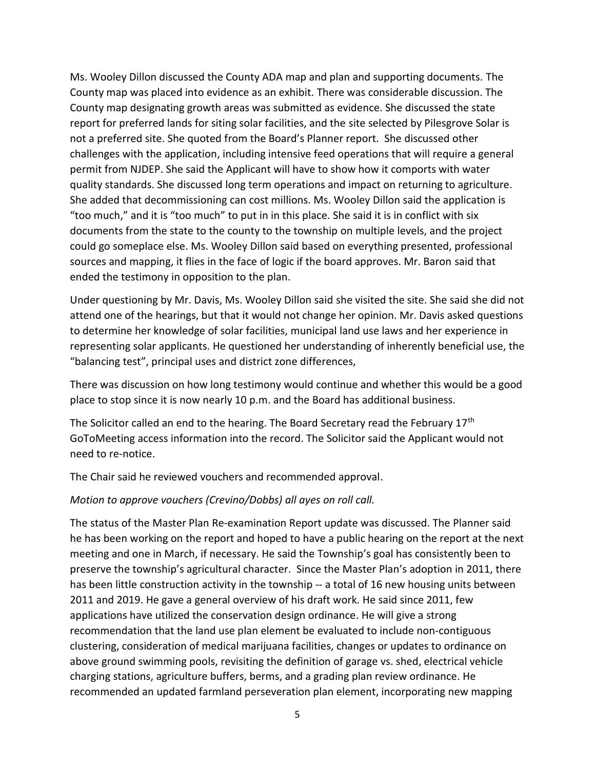Ms. Wooley Dillon discussed the County ADA map and plan and supporting documents. The County map was placed into evidence as an exhibit. There was considerable discussion. The County map designating growth areas was submitted as evidence. She discussed the state report for preferred lands for siting solar facilities, and the site selected by Pilesgrove Solar is not a preferred site. She quoted from the Board's Planner report. She discussed other challenges with the application, including intensive feed operations that will require a general permit from NJDEP. She said the Applicant will have to show how it comports with water quality standards. She discussed long term operations and impact on returning to agriculture. She added that decommissioning can cost millions. Ms. Wooley Dillon said the application is "too much," and it is "too much" to put in in this place. She said it is in conflict with six documents from the state to the county to the township on multiple levels, and the project could go someplace else. Ms. Wooley Dillon said based on everything presented, professional sources and mapping, it flies in the face of logic if the board approves. Mr. Baron said that ended the testimony in opposition to the plan.

Under questioning by Mr. Davis, Ms. Wooley Dillon said she visited the site. She said she did not attend one of the hearings, but that it would not change her opinion. Mr. Davis asked questions to determine her knowledge of solar facilities, municipal land use laws and her experience in representing solar applicants. He questioned her understanding of inherently beneficial use, the "balancing test", principal uses and district zone differences,

There was discussion on how long testimony would continue and whether this would be a good place to stop since it is now nearly 10 p.m. and the Board has additional business.

The Solicitor called an end to the hearing. The Board Secretary read the February 17th GoToMeeting access information into the record. The Solicitor said the Applicant would not need to re-notice.

The Chair said he reviewed vouchers and recommended approval.

*Motion to approve vouchers (Crevino/Dobbs) all ayes on roll call.*

The status of the Master Plan Re-examination Report update was discussed. The Planner said he has been working on the report and hoped to have a public hearing on the report at the next meeting and one in March, if necessary. He said the Township's goal has consistently been to preserve the township's agricultural character. Since the Master Plan's adoption in 2011, there has been little construction activity in the township -- a total of 16 new housing units between 2011 and 2019. He gave a general overview of his draft work. He said since 2011, few applications have utilized the conservation design ordinance. He will give a strong recommendation that the land use plan element be evaluated to include non-contiguous clustering, consideration of medical marijuana facilities, changes or updates to ordinance on above ground swimming pools, revisiting the definition of garage vs. shed, electrical vehicle charging stations, agriculture buffers, berms, and a grading plan review ordinance. He recommended an updated farmland perseveration plan element, incorporating new mapping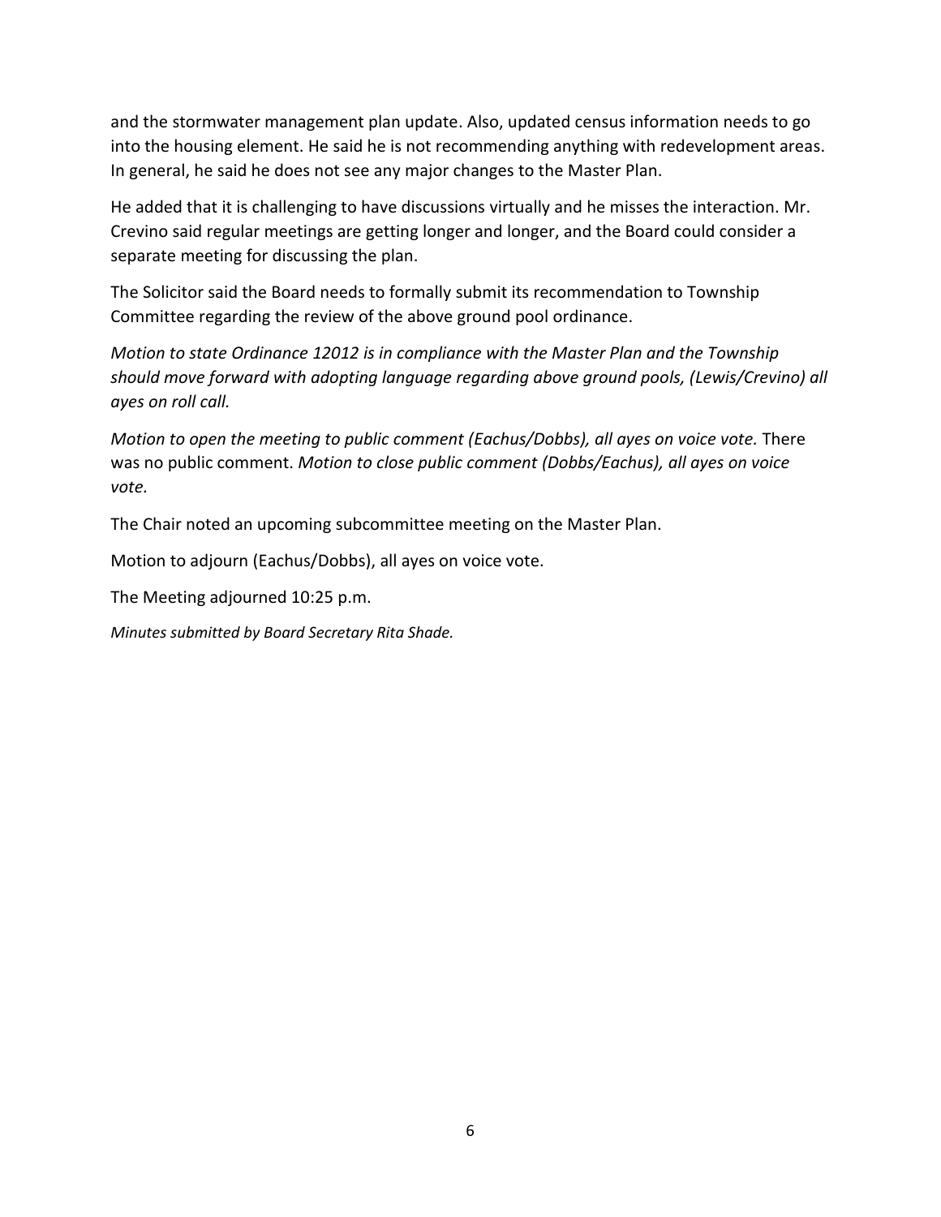and the stormwater management plan update. Also, updated census information needs to go into the housing element. He said he is not recommending anything with redevelopment areas. In general, he said he does not see any major changes to the Master Plan.

He added that it is challenging to have discussions virtually and he misses the interaction. Mr. Crevino said regular meetings are getting longer and longer, and the Board could consider a separate meeting for discussing the plan.

The Solicitor said the Board needs to formally submit its recommendation to Township Committee regarding the review of the above ground pool ordinance.

*Motion to state Ordinance 12012 is in compliance with the Master Plan and the Township should move forward with adopting language regarding above ground pools, (Lewis/Crevino) all ayes on roll call.*

*Motion to open the meeting to public comment (Eachus/Dobbs), all ayes on voice vote.* There was no public comment. *Motion to close public comment (Dobbs/Eachus), all ayes on voice vote.*

The Chair noted an upcoming subcommittee meeting on the Master Plan.

Motion to adjourn (Eachus/Dobbs), all ayes on voice vote.

The Meeting adjourned 10:25 p.m.

*Minutes submitted by Board Secretary Rita Shade.*